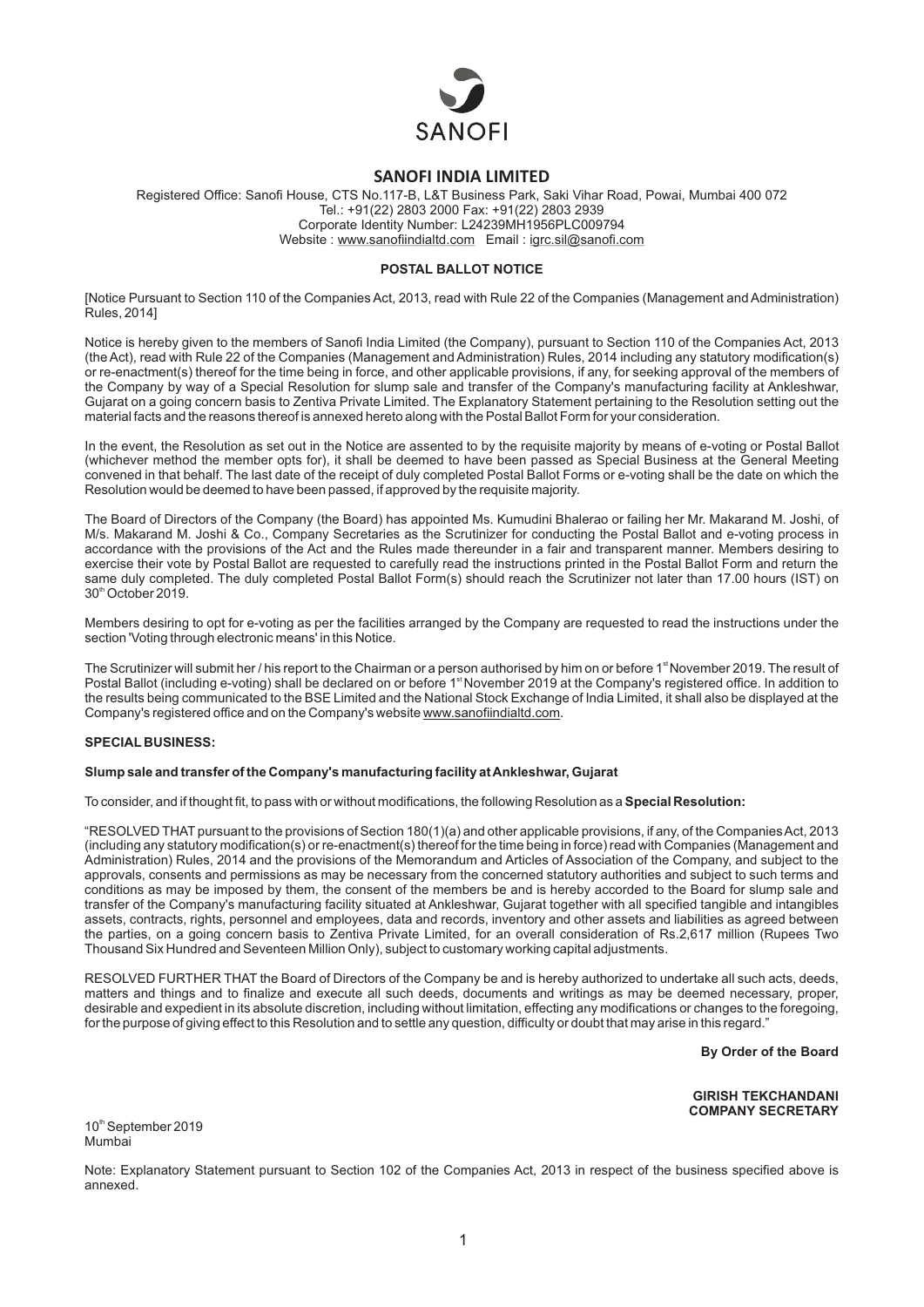SANOFI

# SANOFI INDIA LIMITED

Registered Office: Sanofi House, CTS No.117-B, L&T Business Park, Saki Vihar Road, Powai, Mumbai 400 072
Tel.: +91(22) 2803 2000 Fax: +91(22) 2803 2939
Corporate Identity Number: L24239MH1956PLC009794
Website : www.sanofiindialtd.com Email : igrc.sil@sanofi.com

## POSTAL BALLOT NOTICE

[Notice Pursuant to Section 110 of the Companies Act, 2013, read with Rule 22 of the Companies (Management and Administration) Rules, 2014]

Notice is hereby given to the members of Sanofi India Limited (the Company), pursuant to Section 110 of the Companies Act, 2013 (the Act), read with Rule 22 of the Companies (Management and Administration) Rules, 2014 including any statutory modification(s) or re-enactment(s) thereof for the time being in force, and other applicable provisions, if any, for seeking approval of the members of the Company by way of a Special Resolution for slump sale and transfer of the Company's manufacturing facility at Ankleshwar, Gujarat on a going concern basis to Zentiva Private Limited. The Explanatory Statement pertaining to the Resolution setting out the material facts and the reasons thereof is annexed hereto along with the Postal Ballot Form for your consideration.

In the event, the Resolution as set out in the Notice are assented to by the requisite majority by means of e-voting or Postal Ballot (whichever method the member opts for), it shall be deemed to have been passed as Special Business at the General Meeting convened in that behalf. The last date of the receipt of duly completed Postal Ballot Forms or e-voting shall be the date on which the Resolution would be deemed to have been passed, if approved by the requisite majority.

The Board of Directors of the Company (the Board) has appointed Ms. Kumudini Bhalerao or failing her Mr. Makarand M. Joshi, of M/s. Makarand M. Joshi & Co., Company Secretaries as the Scrutinizer for conducting the Postal Ballot and e-voting process in accordance with the provisions of the Act and the Rules made thereunder in a fair and transparent manner. Members desiring to exercise their vote by Postal Ballot are requested to carefully read the instructions printed in the Postal Ballot Form and return the same duly completed. The duly completed Postal Ballot Form(s) should reach the Scrutinizer not later than 17.00 hours (IST) on 30th October 2019.

Members desiring to opt for e-voting as per the facilities arranged by the Company are requested to read the instructions under the section 'Voting through electronic means' in this Notice.

The Scrutinizer will submit her / his report to the Chairman or a person authorised by him on or before 1st November 2019. The result of Postal Ballot (including e-voting) shall be declared on or before 1st November 2019 at the Company's registered office. In addition to the results being communicated to the BSE Limited and the National Stock Exchange of India Limited, it shall also be displayed at the Company's registered office and on the Company's website www.sanofiindialtd.com.

### SPECIAL BUSINESS:

#### Slump sale and transfer of the Company's manufacturing facility at Ankleshwar, Gujarat

To consider, and if thought fit, to pass with or without modifications, the following Resolution as a **Special Resolution:**

"RESOLVED THAT pursuant to the provisions of Section 180(1)(a) and other applicable provisions, if any, of the Companies Act, 2013 (including any statutory modification(s) or re-enactment(s) thereof for the time being in force) read with Companies (Management and Administration) Rules, 2014 and the provisions of the Memorandum and Articles of Association of the Company, and subject to the approvals, consents and permissions as may be necessary from the concerned statutory authorities and subject to such terms and conditions as may be imposed by them, the consent of the members be and is hereby accorded to the Board for slump sale and transfer of the Company's manufacturing facility situated at Ankleshwar, Gujarat together with all specified tangible and intangibles assets, contracts, rights, personnel and employees, data and records, inventory and other assets and liabilities as agreed between the parties, on a going concern basis to Zentiva Private Limited, for an overall consideration of Rs.2,617 million (Rupees Two Thousand Six Hundred and Seventeen Million Only), subject to customary working capital adjustments.

RESOLVED FURTHER THAT the Board of Directors of the Company be and is hereby authorized to undertake all such acts, deeds, matters and things and to finalize and execute all such deeds, documents and writings as may be deemed necessary, proper, desirable and expedient in its absolute discretion, including without limitation, effecting any modifications or changes to the foregoing, for the purpose of giving effect to this Resolution and to settle any question, difficulty or doubt that may arise in this regard."

**By Order of the Board**

**GIRISH TEKCHANDANI**
**COMPANY SECRETARY**

10th September 2019
Mumbai

Note: Explanatory Statement pursuant to Section 102 of the Companies Act, 2013 in respect of the business specified above is annexed.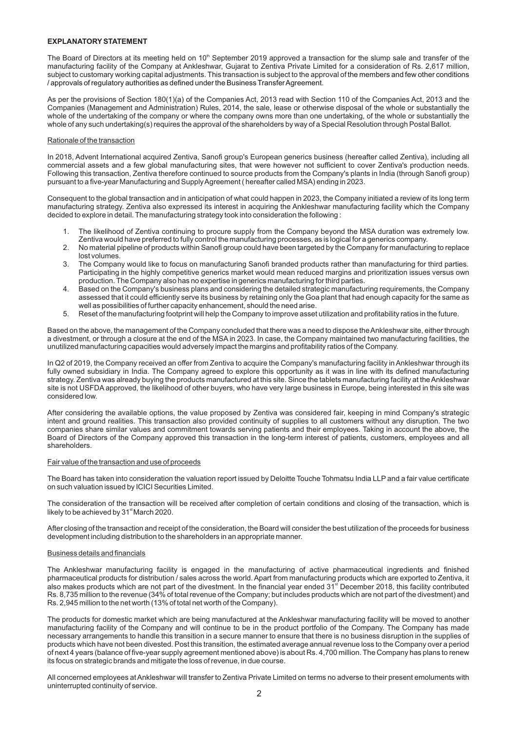**EXPLANATORY STATEMENT**

The Board of Directors at its meeting held on 10[th] September 2019 approved a transaction for the slump sale and transfer of the manufacturing facility of the Company at Ankleshwar, Gujarat to Zentiva Private Limited for a consideration of Rs. 2,617 million, subject to customary working capital adjustments. This transaction is subject to the approval of the members and few other conditions / approvals of regulatory authorities as defined under the Business Transfer Agreement.

As per the provisions of Section 180(1)(a) of the Companies Act, 2013 read with Section 110 of the Companies Act, 2013 and the Companies (Management and Administration) Rules, 2014, the sale, lease or otherwise disposal of the whole or substantially the whole of the undertaking of the company or where the company owns more than one undertaking, of the whole or substantially the whole of any such undertaking(s) requires the approval of the shareholders by way of a Special Resolution through Postal Ballot.

Rationale of the transaction

In 2018, Advent International acquired Zentiva, Sanofi group's European generics business (hereafter called Zentiva), including all commercial assets and a few global manufacturing sites, that were however not sufficient to cover Zentiva's production needs. Following this transaction, Zentiva therefore continued to source products from the Company's plants in India (through Sanofi group) pursuant to a five-year Manufacturing and Supply Agreement ( hereafter called MSA) ending in 2023.

Consequent to the global transaction and in anticipation of what could happen in 2023, the Company initiated a review of its long term manufacturing strategy. Zentiva also expressed its interest in acquiring the Ankleshwar manufacturing facility which the Company decided to explore in detail. The manufacturing strategy took into consideration the following :

1. The likelihood of Zentiva continuing to procure supply from the Company beyond the MSA duration was extremely low. Zentiva would have preferred to fully control the manufacturing processes, as is logical for a generics company.
2. No material pipeline of products within Sanofi group could have been targeted by the Company for manufacturing to replace lost volumes.
3. The Company would like to focus on manufacturing Sanofi branded products rather than manufacturing for third parties. Participating in the highly competitive generics market would mean reduced margins and prioritization issues versus own production. The Company also has no expertise in generics manufacturing for third parties.
4. Based on the Company's business plans and considering the detailed strategic manufacturing requirements, the Company assessed that it could efficiently serve its business by retaining only the Goa plant that had enough capacity for the same as well as possibilities of further capacity enhancement, should the need arise.
5. Reset of the manufacturing footprint will help the Company to improve asset utilization and profitability ratios in the future.

Based on the above, the management of the Company concluded that there was a need to dispose the Ankleshwar site, either through a divestment, or through a closure at the end of the MSA in 2023. In case, the Company maintained two manufacturing facilities, the unutilized manufacturing capacities would adversely impact the margins and profitability ratios of the Company.

In Q2 of 2019, the Company received an offer from Zentiva to acquire the Company's manufacturing facility in Ankleshwar through its fully owned subsidiary in India. The Company agreed to explore this opportunity as it was in line with its defined manufacturing strategy. Zentiva was already buying the products manufactured at this site. Since the tablets manufacturing facility at the Ankleshwar site is not USFDA approved, the likelihood of other buyers, who have very large business in Europe, being interested in this site was considered low.

After considering the available options, the value proposed by Zentiva was considered fair, keeping in mind Company's strategic intent and ground realities. This transaction also provided continuity of supplies to all customers without any disruption. The two companies share similar values and commitment towards serving patients and their employees. Taking in account the above, the Board of Directors of the Company approved this transaction in the long-term interest of patients, customers, employees and all shareholders.

Fair value of the transaction and use of proceeds

The Board has taken into consideration the valuation report issued by Deloitte Touche Tohmatsu India LLP and a fair value certificate on such valuation issued by ICICI Securities Limited.

The consideration of the transaction will be received after completion of certain conditions and closing of the transaction, which is likely to be achieved by 31[st] March 2020.

After closing of the transaction and receipt of the consideration, the Board will consider the best utilization of the proceeds for business development including distribution to the shareholders in an appropriate manner.

Business details and financials

The Ankleshwar manufacturing facility is engaged in the manufacturing of active pharmaceutical ingredients and finished pharmaceutical products for distribution / sales across the world. Apart from manufacturing products which are exported to Zentiva, it also makes products which are not part of the divestment. In the financial year ended 31[st] December 2018, this facility contributed Rs. 8,735 million to the revenue (34% of total revenue of the Company; but includes products which are not part of the divestment) and Rs. 2,945 million to the net worth (13% of total net worth of the Company).

The products for domestic market which are being manufactured at the Ankleshwar manufacturing facility will be moved to another manufacturing facility of the Company and will continue to be in the product portfolio of the Company. The Company has made necessary arrangements to handle this transition in a secure manner to ensure that there is no business disruption in the supplies of products which have not been divested. Post this transition, the estimated average annual revenue loss to the Company over a period of next 4 years (balance of five-year supply agreement mentioned above) is about Rs. 4,700 million. The Company has plans to renew its focus on strategic brands and mitigate the loss of revenue, in due course.

All concerned employees at Ankleshwar will transfer to Zentiva Private Limited on terms no adverse to their present emoluments with uninterrupted continuity of service.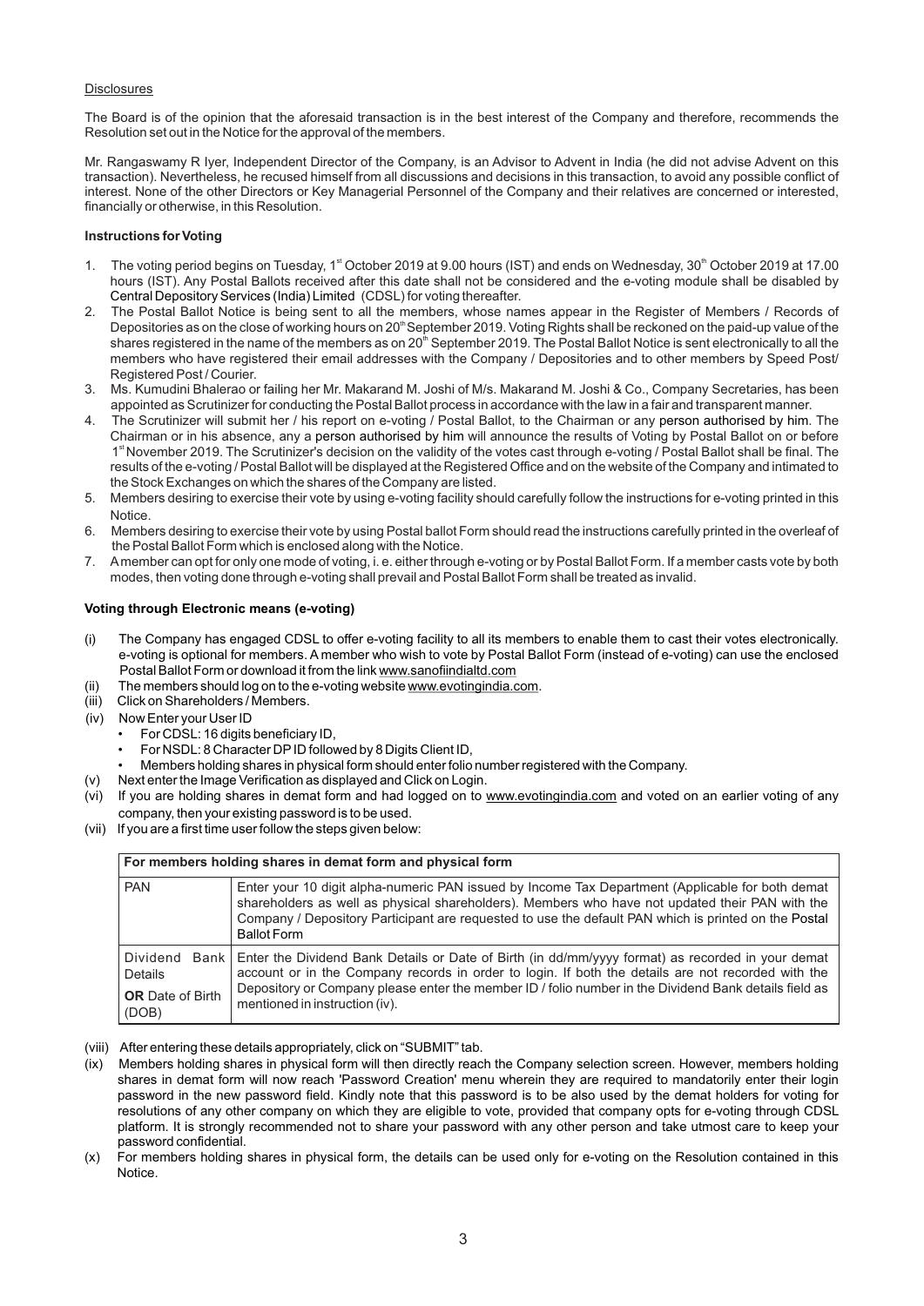Disclosures

The Board is of the opinion that the aforesaid transaction is in the best interest of the Company and therefore, recommends the Resolution set out in the Notice for the approval of the members.

Mr. Rangaswamy R Iyer, Independent Director of the Company, is an Advisor to Advent in India (he did not advise Advent on this transaction). Nevertheless, he recused himself from all discussions and decisions in this transaction, to avoid any possible conflict of interest. None of the other Directors or Key Managerial Personnel of the Company and their relatives are concerned or interested, financially or otherwise, in this Resolution.

**Instructions for Voting**

1. The voting period begins on Tuesday, 1st October 2019 at 9.00 hours (IST) and ends on Wednesday, 30th October 2019 at 17.00 hours (IST). Any Postal Ballots received after this date shall not be considered and the e-voting module shall be disabled by Central Depository Services (India) Limited (CDSL) for voting thereafter.
2. The Postal Ballot Notice is being sent to all the members, whose names appear in the Register of Members / Records of Depositories as on the close of working hours on 20th September 2019. Voting Rights shall be reckoned on the paid-up value of the shares registered in the name of the members as on 20th September 2019. The Postal Ballot Notice is sent electronically to all the members who have registered their email addresses with the Company / Depositories and to other members by Speed Post/ Registered Post / Courier.
3. Ms. Kumudini Bhalerao or failing her Mr. Makarand M. Joshi of M/s. Makarand M. Joshi & Co., Company Secretaries, has been appointed as Scrutinizer for conducting the Postal Ballot process in accordance with the law in a fair and transparent manner.
4. The Scrutinizer will submit her / his report on e-voting / Postal Ballot, to the Chairman or any person authorised by him. The Chairman or in his absence, any a person authorised by him will announce the results of Voting by Postal Ballot on or before 1st November 2019. The Scrutinizer's decision on the validity of the votes cast through e-voting / Postal Ballot shall be final. The results of the e-voting / Postal Ballot will be displayed at the Registered Office and on the website of the Company and intimated to the Stock Exchanges on which the shares of the Company are listed.
5. Members desiring to exercise their vote by using e-voting facility should carefully follow the instructions for e-voting printed in this Notice.
6. Members desiring to exercise their vote by using Postal ballot Form should read the instructions carefully printed in the overleaf of the Postal Ballot Form which is enclosed along with the Notice.
7. A member can opt for only one mode of voting, i. e. either through e-voting or by Postal Ballot Form. If a member casts vote by both modes, then voting done through e-voting shall prevail and Postal Ballot Form shall be treated as invalid.

**Voting through Electronic means (e-voting)**

(i) The Company has engaged CDSL to offer e-voting facility to all its members to enable them to cast their votes electronically. e-voting is optional for members. A member who wish to vote by Postal Ballot Form (instead of e-voting) can use the enclosed Postal Ballot Form or download it from the link www.sanofiindialtd.com

(ii) The members should log on to the e-voting website www.evotingindia.com.

(iii) Click on Shareholders / Members.

(iv) Now Enter your User ID
- For CDSL: 16 digits beneficiary ID,
- For NSDL: 8 Character DP ID followed by 8 Digits Client ID,
- Members holding shares in physical form should enter folio number registered with the Company.

(v) Next enter the Image Verification as displayed and Click on Login.

(vi) If you are holding shares in demat form and had logged on to www.evotingindia.com and voted on an earlier voting of any company, then your existing password is to be used.

(vii) If you are a first time user follow the steps given below:

| For members holding shares in demat form and physical form | |
|---|---|
| PAN | Enter your 10 digit alpha-numeric PAN issued by Income Tax Department (Applicable for both demat shareholders as well as physical shareholders). Members who have not updated their PAN with the Company / Depository Participant are requested to use the default PAN which is printed on the Postal Ballot Form |
| Dividend Bank Details<br>**OR** Date of Birth (DOB) | Enter the Dividend Bank Details or Date of Birth (in dd/mm/yyyy format) as recorded in your demat account or in the Company records in order to login. If both the details are not recorded with the Depository or Company please enter the member ID / folio number in the Dividend Bank details field as mentioned in instruction (iv). |

(viii) After entering these details appropriately, click on "SUBMIT" tab.

(ix) Members holding shares in physical form will then directly reach the Company selection screen. However, members holding shares in demat form will now reach 'Password Creation' menu wherein they are required to mandatorily enter their login password in the new password field. Kindly note that this password is to be also used by the demat holders for voting for resolutions of any other company on which they are eligible to vote, provided that company opts for e-voting through CDSL platform. It is strongly recommended not to share your password with any other person and take utmost care to keep your password confidential.

(x) For members holding shares in physical form, the details can be used only for e-voting on the Resolution contained in this Notice.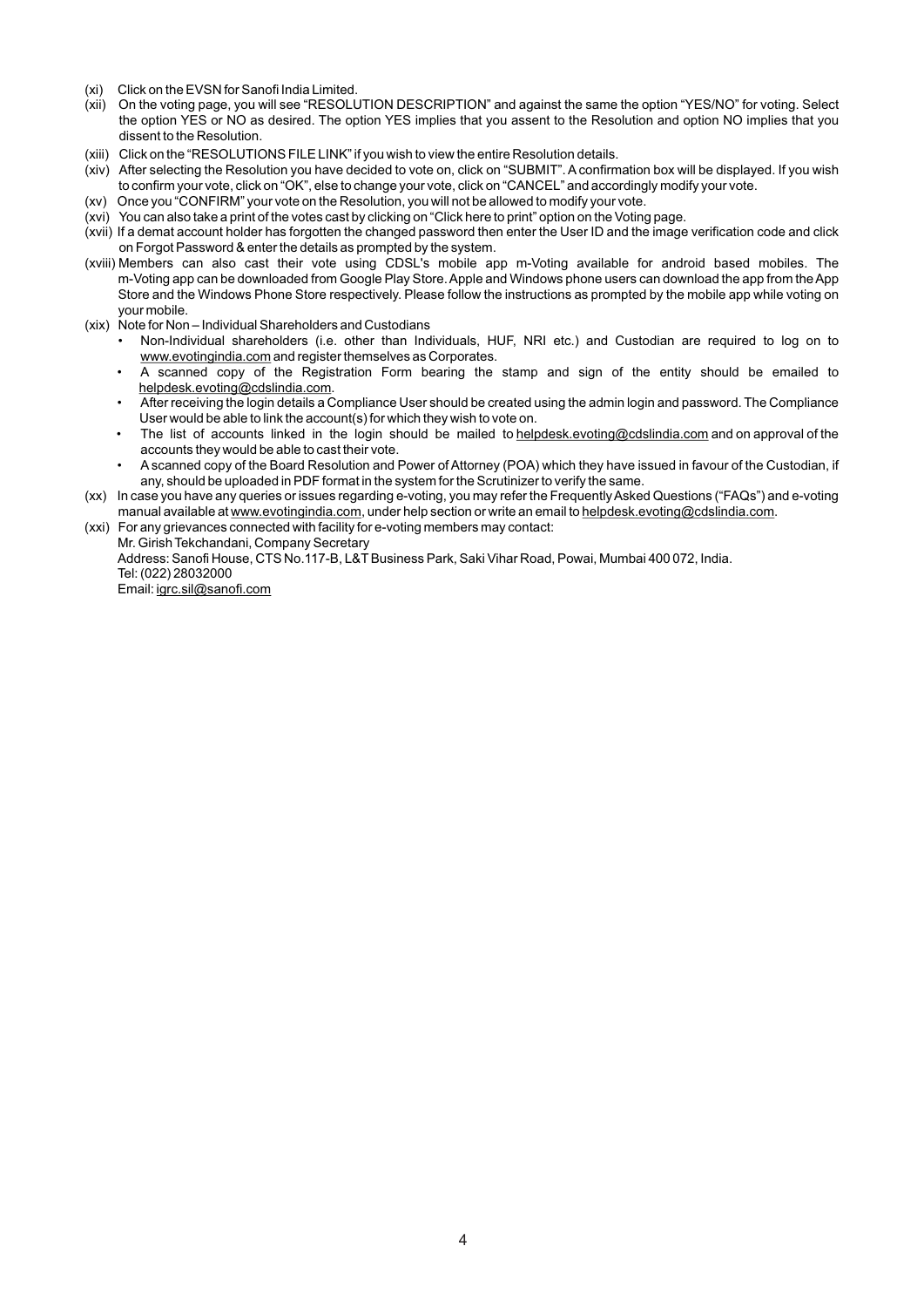(xi) Click on the EVSN for Sanofi India Limited.

(xii) On the voting page, you will see "RESOLUTION DESCRIPTION" and against the same the option "YES/NO" for voting. Select the option YES or NO as desired. The option YES implies that you assent to the Resolution and option NO implies that you dissent to the Resolution.

(xiii) Click on the "RESOLUTIONS FILE LINK" if you wish to view the entire Resolution details.

(xiv) After selecting the Resolution you have decided to vote on, click on "SUBMIT". A confirmation box will be displayed. If you wish to confirm your vote, click on "OK", else to change your vote, click on "CANCEL" and accordingly modify your vote.

(xv) Once you "CONFIRM" your vote on the Resolution, you will not be allowed to modify your vote.

(xvi) You can also take a print of the votes cast by clicking on "Click here to print" option on the Voting page.

(xvii) If a demat account holder has forgotten the changed password then enter the User ID and the image verification code and click on Forgot Password & enter the details as prompted by the system.

(xviii) Members can also cast their vote using CDSL's mobile app m-Voting available for android based mobiles. The m-Voting app can be downloaded from Google Play Store. Apple and Windows phone users can download the app from the App Store and the Windows Phone Store respectively. Please follow the instructions as prompted by the mobile app while voting on your mobile.

(xix) Note for Non – Individual Shareholders and Custodians

- Non-Individual shareholders (i.e. other than Individuals, HUF, NRI etc.) and Custodian are required to log on to www.evotingindia.com and register themselves as Corporates.
- A scanned copy of the Registration Form bearing the stamp and sign of the entity should be emailed to helpdesk.evoting@cdslindia.com.
- After receiving the login details a Compliance User should be created using the admin login and password. The Compliance User would be able to link the account(s) for which they wish to vote on.
- The list of accounts linked in the login should be mailed to helpdesk.evoting@cdslindia.com and on approval of the accounts they would be able to cast their vote.
- A scanned copy of the Board Resolution and Power of Attorney (POA) which they have issued in favour of the Custodian, if any, should be uploaded in PDF format in the system for the Scrutinizer to verify the same.

(xx) In case you have any queries or issues regarding e-voting, you may refer the Frequently Asked Questions ("FAQs") and e-voting manual available at www.evotingindia.com, under help section or write an email to helpdesk.evoting@cdslindia.com.

(xxi) For any grievances connected with facility for e-voting members may contact:
Mr. Girish Tekchandani, Company Secretary
Address: Sanofi House, CTS No.117-B, L&T Business Park, Saki Vihar Road, Powai, Mumbai 400 072, India.
Tel: (022) 28032000
Email: igrc.sil@sanofi.com